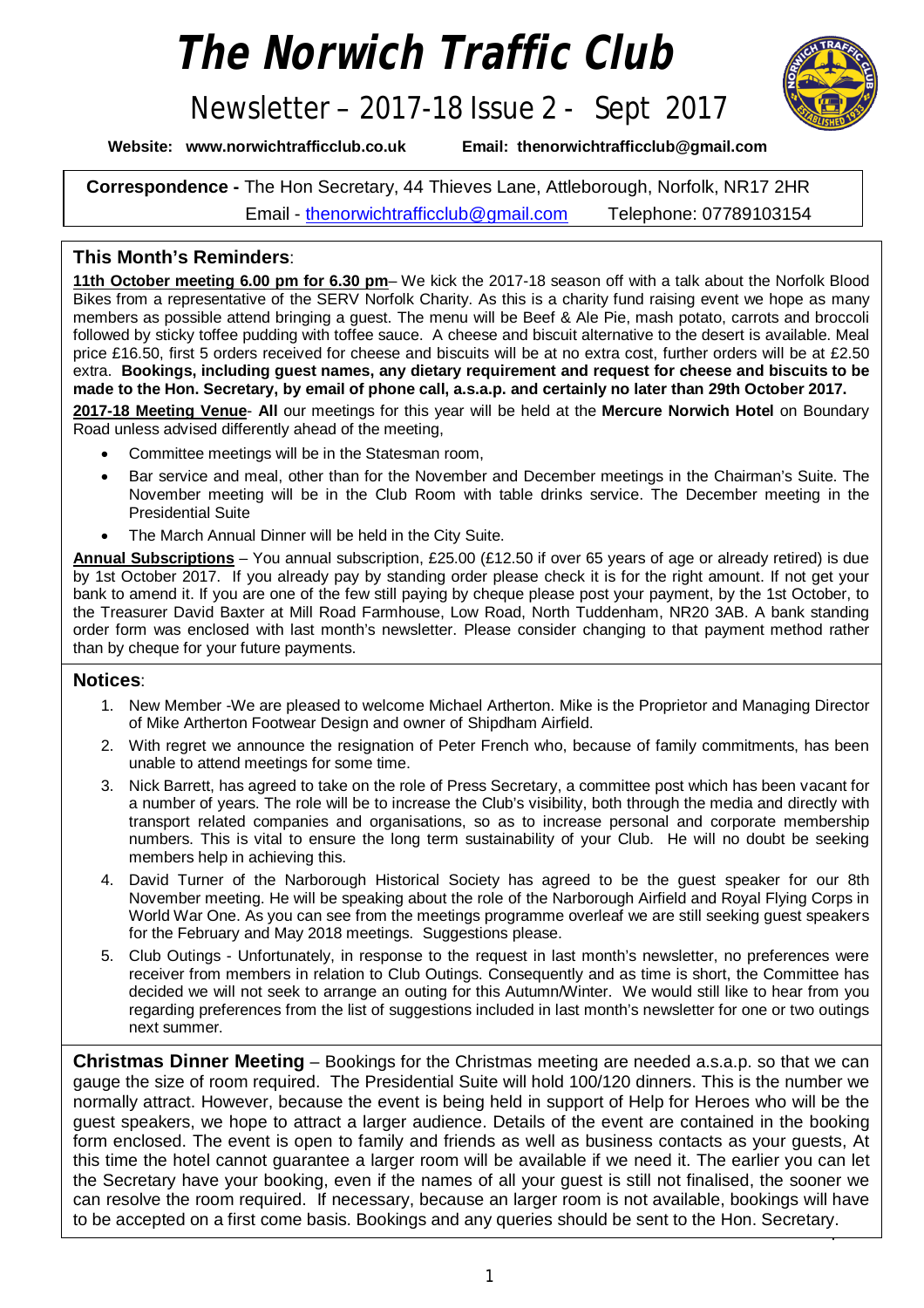# The Norwich Traffic Club

## Newsletter – 2017-18 Issue 2 - Sept 2017

**Website: www.norwichtrafficclub.co.uk** **Email: thenorwichtrafficclub@gmail.com**

**Correspondence -** The Hon Secretary, 44 Thieves Lane, Attleborough, Norfolk, NR17 2HR
Email - thenorwichtrafficclub@gmail.com Telephone: 07789103154

### This Month's Reminders:

**11th October meeting 6.00 pm for 6.30 pm**– We kick the 2017-18 season off with a talk about the Norfolk Blood Bikes from a representative of the SERV Norfolk Charity. As this is a charity fund raising event we hope as many members as possible attend bringing a guest. The menu will be Beef & Ale Pie, mash potato, carrots and broccoli followed by sticky toffee pudding with toffee sauce. A cheese and biscuit alternative to the desert is available. Meal price £16.50, first 5 orders received for cheese and biscuits will be at no extra cost, further orders will be at £2.50 extra. **Bookings, including guest names, any dietary requirement and request for cheese and biscuits to be made to the Hon. Secretary, by email of phone call, a.s.a.p. and certainly no later than 29th October 2017.**

**2017-18 Meeting Venue**- **All** our meetings for this year will be held at the **Mercure Norwich Hotel** on Boundary Road unless advised differently ahead of the meeting,

- Committee meetings will be in the Statesman room,
- Bar service and meal, other than for the November and December meetings in the Chairman's Suite. The November meeting will be in the Club Room with table drinks service. The December meeting in the Presidential Suite
- The March Annual Dinner will be held in the City Suite.

**Annual Subscriptions** – You annual subscription, £25.00 (£12.50 if over 65 years of age or already retired) is due by 1st October 2017. If you already pay by standing order please check it is for the right amount. If not get your bank to amend it. If you are one of the few still paying by cheque please post your payment, by the 1st October, to the Treasurer David Baxter at Mill Road Farmhouse, Low Road, North Tuddenham, NR20 3AB. A bank standing order form was enclosed with last month's newsletter. Please consider changing to that payment method rather than by cheque for your future payments.

### Notices:

1. New Member -We are pleased to welcome Michael Artherton. Mike is the Proprietor and Managing Director of Mike Artherton Footwear Design and owner of Shipdham Airfield.
2. With regret we announce the resignation of Peter French who, because of family commitments, has been unable to attend meetings for some time.
3. Nick Barrett, has agreed to take on the role of Press Secretary, a committee post which has been vacant for a number of years. The role will be to increase the Club's visibility, both through the media and directly with transport related companies and organisations, so as to increase personal and corporate membership numbers. This is vital to ensure the long term sustainability of your Club. He will no doubt be seeking members help in achieving this.
4. David Turner of the Narborough Historical Society has agreed to be the guest speaker for our 8th November meeting. He will be speaking about the role of the Narborough Airfield and Royal Flying Corps in World War One. As you can see from the meetings programme overleaf we are still seeking guest speakers for the February and May 2018 meetings. Suggestions please.
5. Club Outings - Unfortunately, in response to the request in last month's newsletter, no preferences were receiver from members in relation to Club Outings. Consequently and as time is short, the Committee has decided we will not seek to arrange an outing for this Autumn/Winter. We would still like to hear from you regarding preferences from the list of suggestions included in last month's newsletter for one or two outings next summer.

**Christmas Dinner Meeting** – Bookings for the Christmas meeting are needed a.s.a.p. so that we can gauge the size of room required. The Presidential Suite will hold 100/120 dinners. This is the number we normally attract. However, because the event is being held in support of Help for Heroes who will be the guest speakers, we hope to attract a larger audience. Details of the event are contained in the booking form enclosed. The event is open to family and friends as well as business contacts as your guests, At this time the hotel cannot guarantee a larger room will be available if we need it. The earlier you can let the Secretary have your booking, even if the names of all your guest is still not finalised, the sooner we can resolve the room required. If necessary, because an larger room is not available, bookings will have to be accepted on a first come basis. Bookings and any queries should be sent to the Hon. Secretary.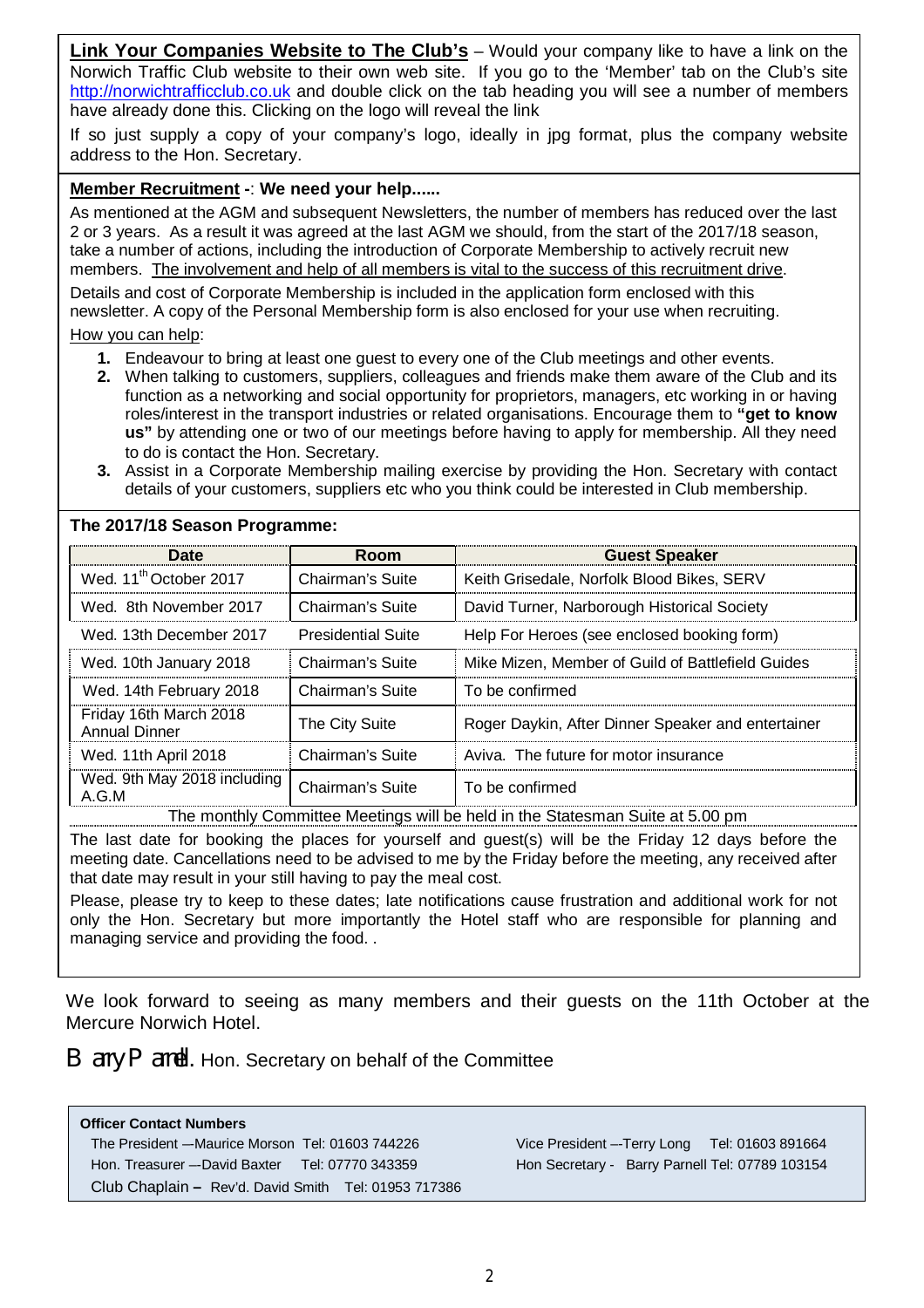**Link Your Companies Website to The Club's** – Would your company like to have a link on the Norwich Traffic Club website to their own web site. If you go to the 'Member' tab on the Club's site http://norwichtrafficclub.co.uk and double click on the tab heading you will see a number of members have already done this. Clicking on the logo will reveal the link

If so just supply a copy of your company's logo, ideally in jpg format, plus the company website address to the Hon. Secretary.

**Member Recruitment** -: **We need your help......**

As mentioned at the AGM and subsequent Newsletters, the number of members has reduced over the last 2 or 3 years. As a result it was agreed at the last AGM we should, from the start of the 2017/18 season, take a number of actions, including the introduction of Corporate Membership to actively recruit new members. The involvement and help of all members is vital to the success of this recruitment drive.

Details and cost of Corporate Membership is included in the application form enclosed with this newsletter. A copy of the Personal Membership form is also enclosed for your use when recruiting.

How you can help:

1. Endeavour to bring at least one guest to every one of the Club meetings and other events.
2. When talking to customers, suppliers, colleagues and friends make them aware of the Club and its function as a networking and social opportunity for proprietors, managers, etc working in or having roles/interest in the transport industries or related organisations. Encourage them to **"get to know us"** by attending one or two of our meetings before having to apply for membership. All they need to do is contact the Hon. Secretary.
3. Assist in a Corporate Membership mailing exercise by providing the Hon. Secretary with contact details of your customers, suppliers etc who you think could be interested in Club membership.

**The 2017/18 Season Programme:**

| Date | Room | Guest Speaker |
|---|---|---|
| Wed. 11th October 2017 | Chairman's Suite | Keith Grisedale, Norfolk Blood Bikes, SERV |
| Wed. 8th November 2017 | Chairman's Suite | David Turner, Narborough Historical Society |
| Wed. 13th December 2017 | Presidential Suite | Help For Heroes (see enclosed booking form) |
| Wed. 10th January 2018 | Chairman's Suite | Mike Mizen, Member of Guild of Battlefield Guides |
| Wed. 14th February 2018 | Chairman's Suite | To be confirmed |
| Friday 16th March 2018 Annual Dinner | The City Suite | Roger Daykin, After Dinner Speaker and entertainer |
| Wed. 11th April 2018 | Chairman's Suite | Aviva. The future for motor insurance |
| Wed. 9th May 2018 including A.G.M | Chairman's Suite | To be confirmed |

The monthly Committee Meetings will be held in the Statesman Suite at 5.00 pm

The last date for booking the places for yourself and guest(s) will be the Friday 12 days before the meeting date. Cancellations need to be advised to me by the Friday before the meeting, any received after that date may result in your still having to pay the meal cost.

Please, please try to keep to these dates; late notifications cause frustration and additional work for not only the Hon. Secretary but more importantly the Hotel staff who are responsible for planning and managing service and providing the food. .

We look forward to seeing as many members and their guests on the 11th October at the Mercure Norwich Hotel.

Barry Parnell. Hon. Secretary on behalf of the Committee

**Officer Contact Numbers**

The President –-Maurice Morson Tel: 01603 744226

Vice President –-Terry Long Tel: 01603 891664

Hon. Treasurer –-David Baxter Tel: 07770 343359

Hon Secretary - Barry Parnell Tel: 07789 103154

Club Chaplain – Rev'd. David Smith Tel: 01953 717386